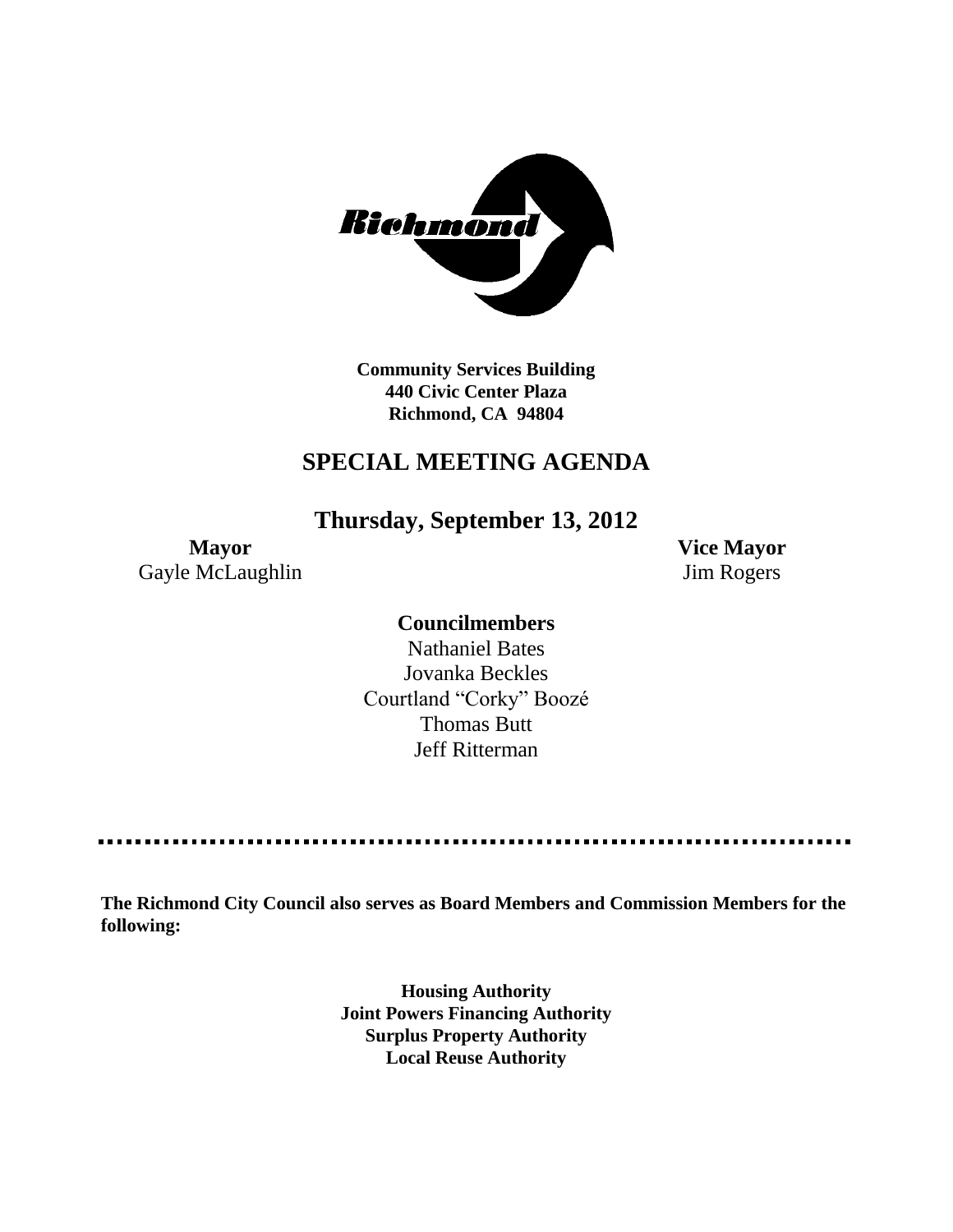Richmond

**Community Services Building**
**440 Civic Center Plaza**
**Richmond, CA 94804**

# SPECIAL MEETING AGENDA

## Thursday, September 13, 2012

**Mayor**
Gayle McLaughlin

**Vice Mayor**
Jim Rogers

**Councilmembers**

Nathaniel Bates
Jovanka Beckles
Courtland "Corky" Boozé
Thomas Butt
Jeff Ritterman

---

**The Richmond City Council also serves as Board Members and Commission Members for the following:**

**Housing Authority**
**Joint Powers Financing Authority**
**Surplus Property Authority**
**Local Reuse Authority**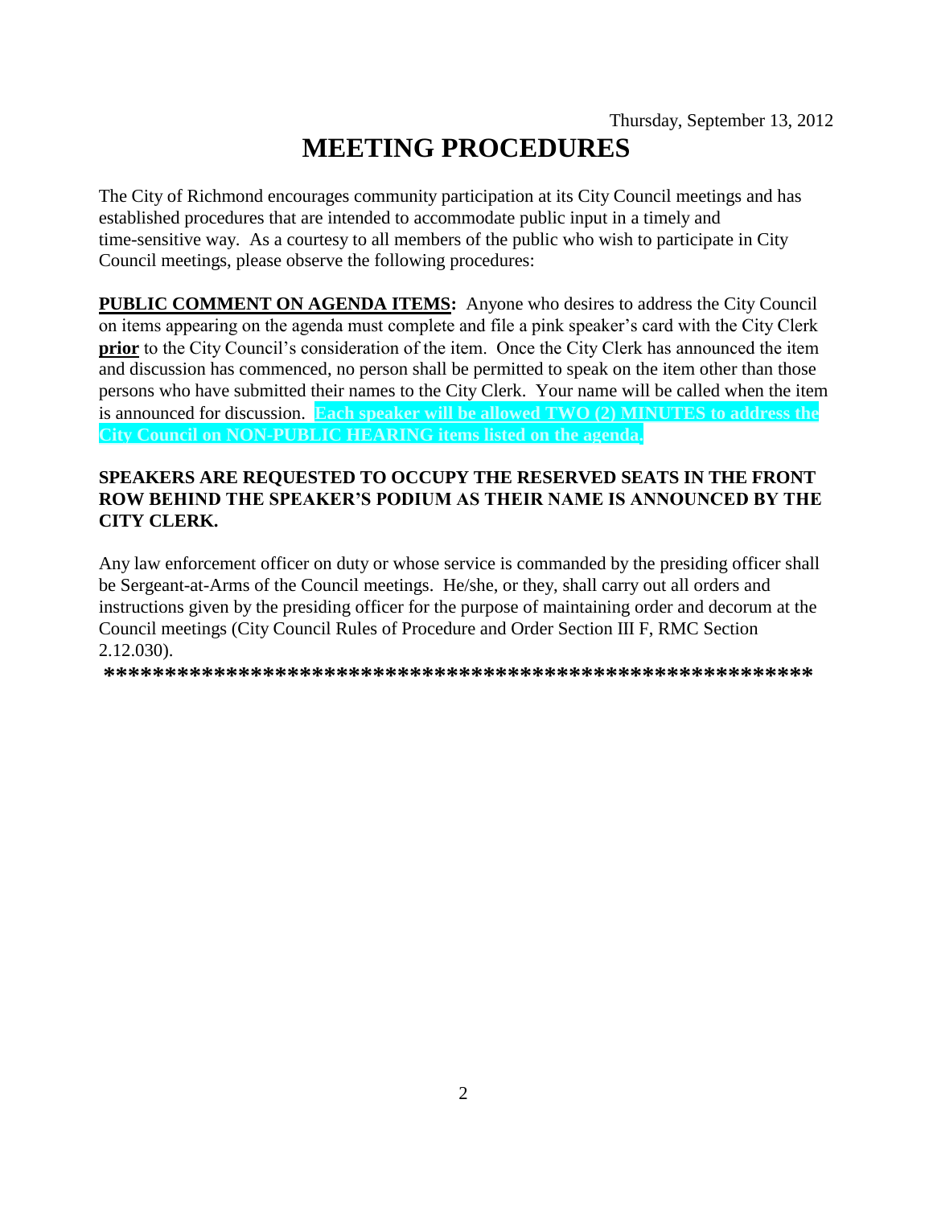Thursday, September 13, 2012

# MEETING PROCEDURES

The City of Richmond encourages community participation at its City Council meetings and has established procedures that are intended to accommodate public input in a timely and time-sensitive way. As a courtesy to all members of the public who wish to participate in City Council meetings, please observe the following procedures:

**PUBLIC COMMENT ON AGENDA ITEMS:** Anyone who desires to address the City Council on items appearing on the agenda must complete and file a pink speaker's card with the City Clerk **prior** to the City Council's consideration of the item. Once the City Clerk has announced the item and discussion has commenced, no person shall be permitted to speak on the item other than those persons who have submitted their names to the City Clerk. Your name will be called when the item is announced for discussion. **Each speaker will be allowed TWO (2) MINUTES to address the City Council on NON-PUBLIC HEARING items listed on the agenda.**

**SPEAKERS ARE REQUESTED TO OCCUPY THE RESERVED SEATS IN THE FRONT ROW BEHIND THE SPEAKER'S PODIUM AS THEIR NAME IS ANNOUNCED BY THE CITY CLERK.**

Any law enforcement officer on duty or whose service is commanded by the presiding officer shall be Sergeant-at-Arms of the Council meetings. He/she, or they, shall carry out all orders and instructions given by the presiding officer for the purpose of maintaining order and decorum at the Council meetings (City Council Rules of Procedure and Order Section III F, RMC Section 2.12.030).

**************************************************************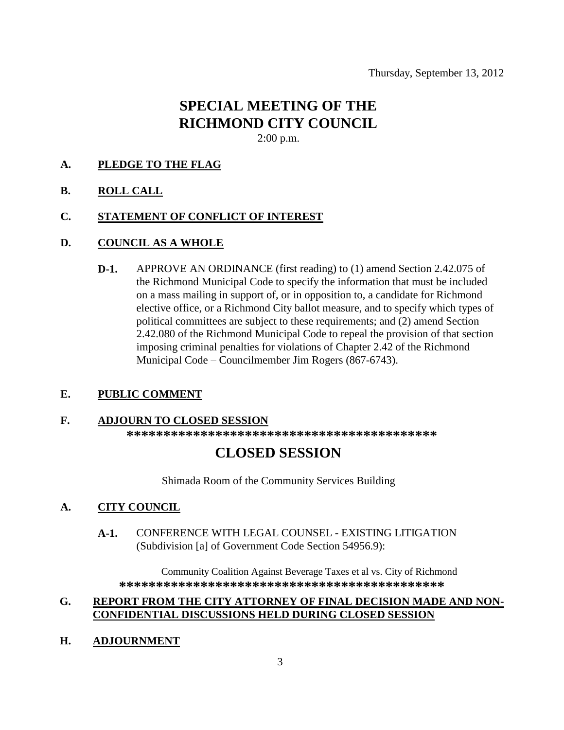Thursday, September 13, 2012

# SPECIAL MEETING OF THE RICHMOND CITY COUNCIL

2:00 p.m.

**A. PLEDGE TO THE FLAG**

**B. ROLL CALL**

**C. STATEMENT OF CONFLICT OF INTEREST**

**D. COUNCIL AS A WHOLE**

**D-1.** APPROVE AN ORDINANCE (first reading) to (1) amend Section 2.42.075 of the Richmond Municipal Code to specify the information that must be included on a mass mailing in support of, or in opposition to, a candidate for Richmond elective office, or a Richmond City ballot measure, and to specify which types of political committees are subject to these requirements; and (2) amend Section 2.42.080 of the Richmond Municipal Code to repeal the provision of that section imposing criminal penalties for violations of Chapter 2.42 of the Richmond Municipal Code – Councilmember Jim Rogers (867-6743).

**E. PUBLIC COMMENT**

**F. ADJOURN TO CLOSED SESSION**

*******************************************

# CLOSED SESSION

Shimada Room of the Community Services Building

**A. CITY COUNCIL**

**A-1.** CONFERENCE WITH LEGAL COUNSEL - EXISTING LITIGATION (Subdivision [a] of Government Code Section 54956.9):

Community Coalition Against Beverage Taxes et al vs. City of Richmond

*********************************************

**G. REPORT FROM THE CITY ATTORNEY OF FINAL DECISION MADE AND NON-CONFIDENTIAL DISCUSSIONS HELD DURING CLOSED SESSION**

**H. ADJOURNMENT**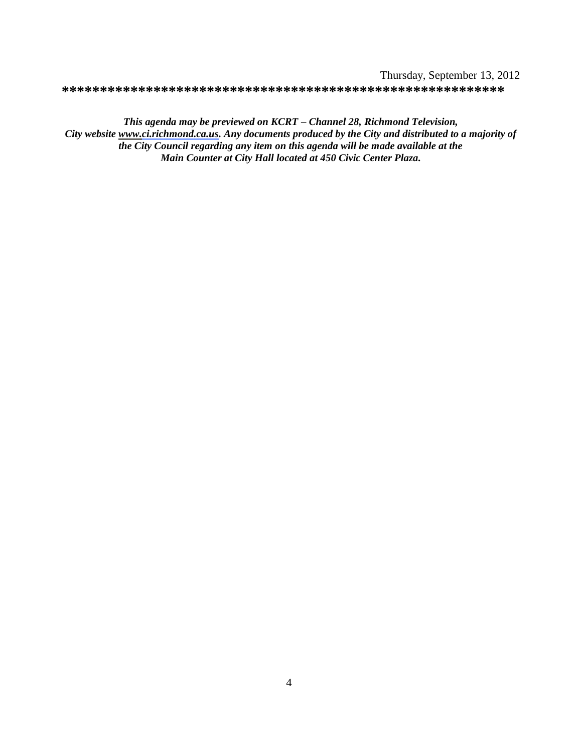Thursday, September 13, 2012

**************************************************************

***This agenda may be previewed on KCRT – Channel 28, Richmond Television, City website [www.ci.richmond.ca.us](http://www.ci.richmond.ca.us). Any documents produced by the City and distributed to a majority of the City Council regarding any item on this agenda will be made available at the Main Counter at City Hall located at 450 Civic Center Plaza.***